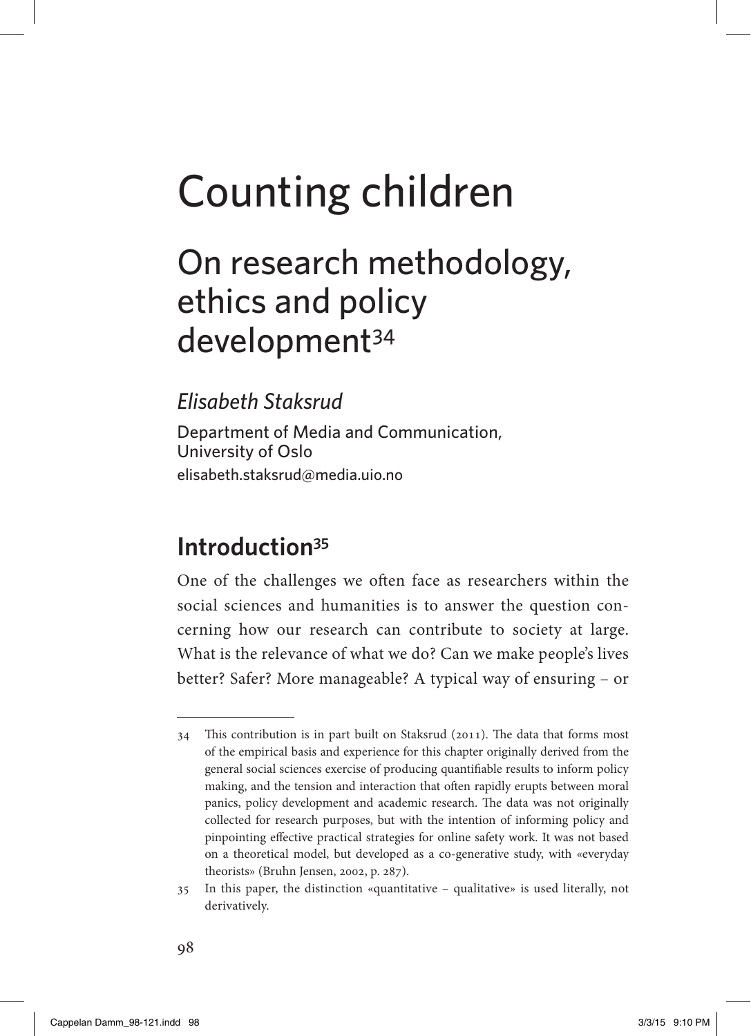# Counting children

## On research methodology, ethics and policy development[34]

*Elisabeth Staksrud*

Department of Media and Communication, University of Oslo
elisabeth.staksrud@media.uio.no

## Introduction[35]

One of the challenges we often face as researchers within the social sciences and humanities is to answer the question concerning how our research can contribute to society at large. What is the relevance of what we do? Can we make people's lives better? Safer? More manageable? A typical way of ensuring – or

---

34 This contribution is in part built on Staksrud (2011). The data that forms most of the empirical basis and experience for this chapter originally derived from the general social sciences exercise of producing quantifiable results to inform policy making, and the tension and interaction that often rapidly erupts between moral panics, policy development and academic research. The data was not originally collected for research purposes, but with the intention of informing policy and pinpointing effective practical strategies for online safety work. It was not based on a theoretical model, but developed as a co-generative study, with «everyday theorists» (Bruhn Jensen, 2002, p. 287).

35 In this paper, the distinction «quantitative – qualitative» is used literally, not derivatively.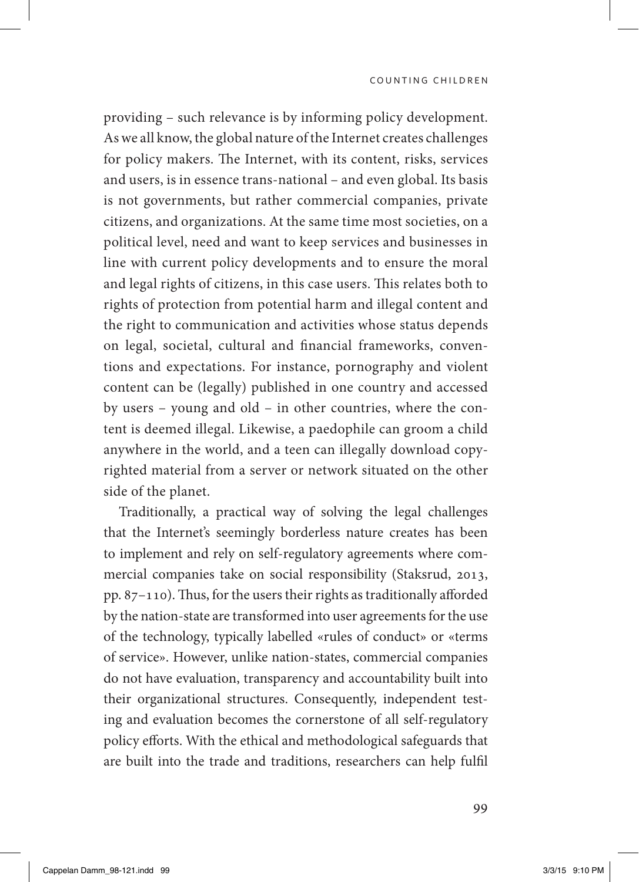providing – such relevance is by informing policy development. As we all know, the global nature of the Internet creates challenges for policy makers. The Internet, with its content, risks, services and users, is in essence trans-national – and even global. Its basis is not governments, but rather commercial companies, private citizens, and organizations. At the same time most societies, on a political level, need and want to keep services and businesses in line with current policy developments and to ensure the moral and legal rights of citizens, in this case users. This relates both to rights of protection from potential harm and illegal content and the right to communication and activities whose status depends on legal, societal, cultural and financial frameworks, conventions and expectations. For instance, pornography and violent content can be (legally) published in one country and accessed by users – young and old – in other countries, where the content is deemed illegal. Likewise, a paedophile can groom a child anywhere in the world, and a teen can illegally download copyrighted material from a server or network situated on the other side of the planet.

Traditionally, a practical way of solving the legal challenges that the Internet's seemingly borderless nature creates has been to implement and rely on self-regulatory agreements where commercial companies take on social responsibility (Staksrud, 2013, pp. 87–110). Thus, for the users their rights as traditionally afforded by the nation-state are transformed into user agreements for the use of the technology, typically labelled «rules of conduct» or «terms of service». However, unlike nation-states, commercial companies do not have evaluation, transparency and accountability built into their organizational structures. Consequently, independent testing and evaluation becomes the cornerstone of all self-regulatory policy efforts. With the ethical and methodological safeguards that are built into the trade and traditions, researchers can help fulfil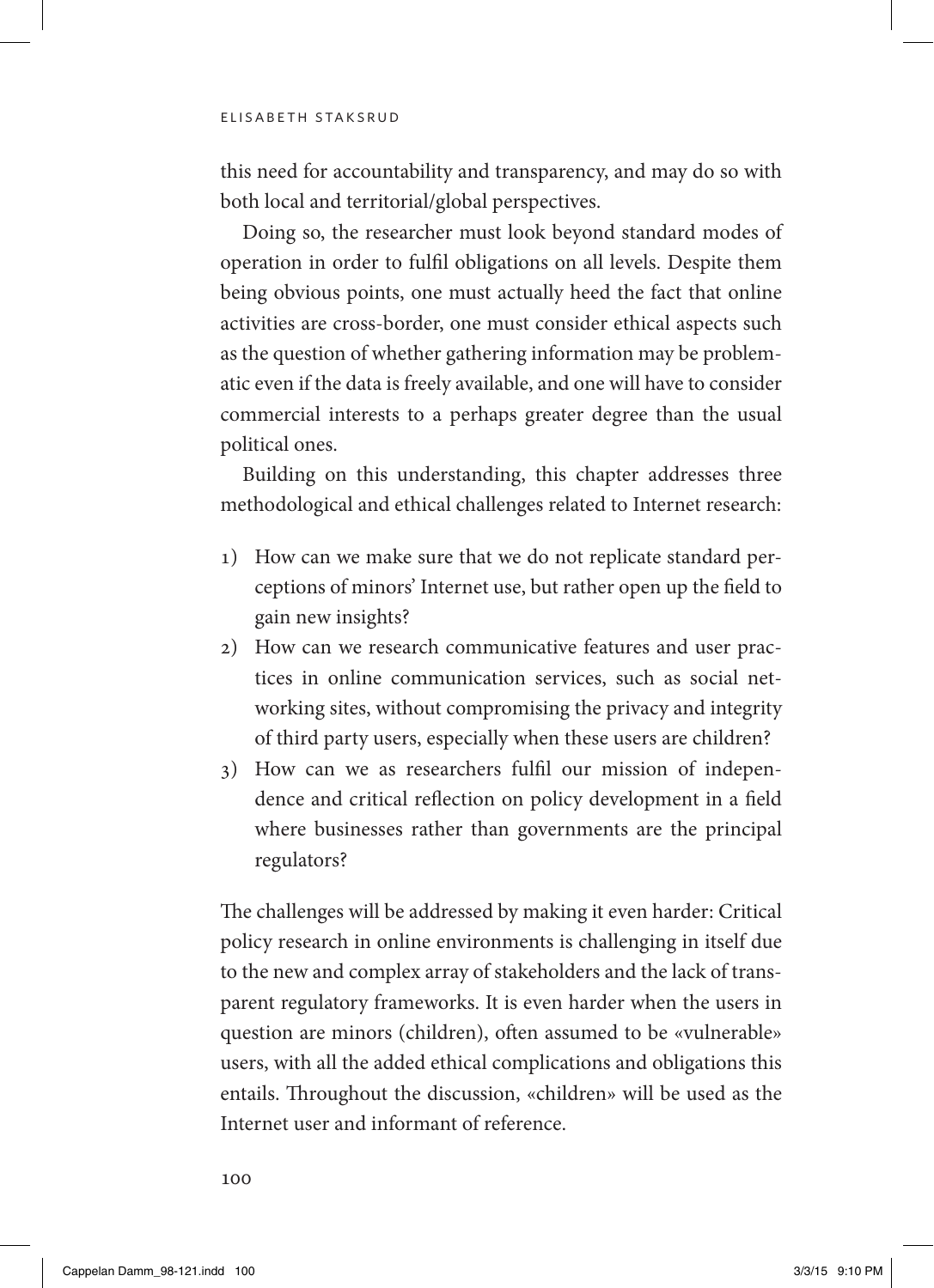this need for accountability and transparency, and may do so with both local and territorial/global perspectives.

Doing so, the researcher must look beyond standard modes of operation in order to fulfil obligations on all levels. Despite them being obvious points, one must actually heed the fact that online activities are cross-border, one must consider ethical aspects such as the question of whether gathering information may be problematic even if the data is freely available, and one will have to consider commercial interests to a perhaps greater degree than the usual political ones.

Building on this understanding, this chapter addresses three methodological and ethical challenges related to Internet research:

1) How can we make sure that we do not replicate standard perceptions of minors' Internet use, but rather open up the field to gain new insights?
2) How can we research communicative features and user practices in online communication services, such as social networking sites, without compromising the privacy and integrity of third party users, especially when these users are children?
3) How can we as researchers fulfil our mission of independence and critical reflection on policy development in a field where businesses rather than governments are the principal regulators?

The challenges will be addressed by making it even harder: Critical policy research in online environments is challenging in itself due to the new and complex array of stakeholders and the lack of transparent regulatory frameworks. It is even harder when the users in question are minors (children), often assumed to be «vulnerable» users, with all the added ethical complications and obligations this entails. Throughout the discussion, «children» will be used as the Internet user and informant of reference.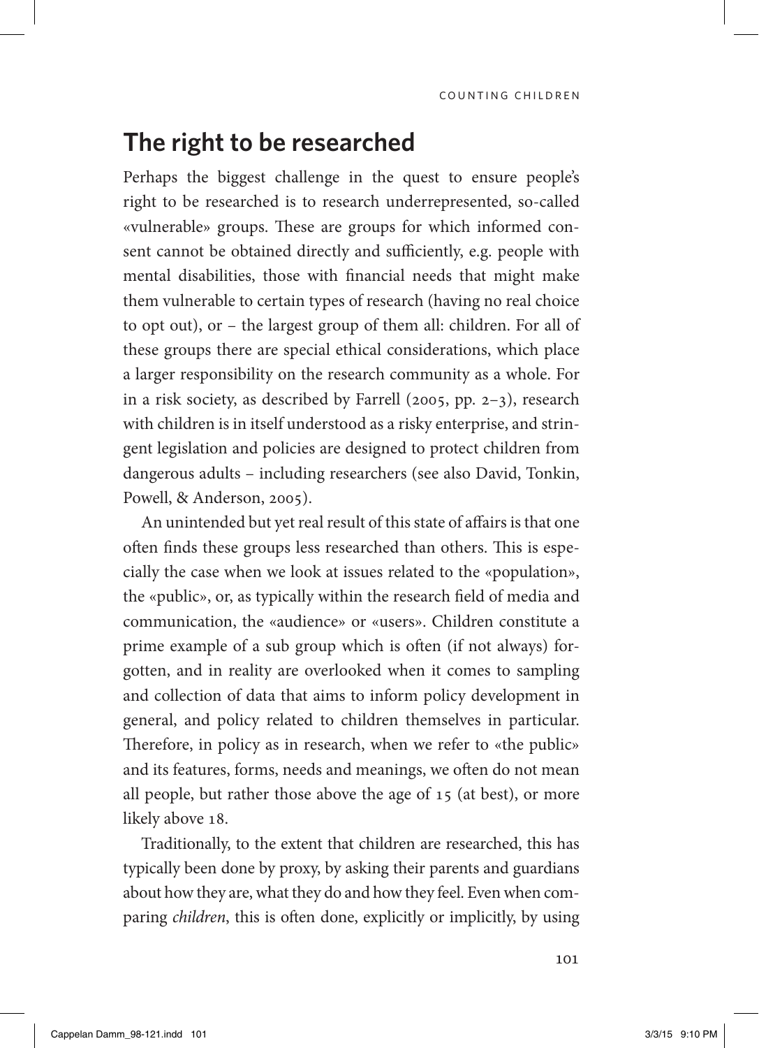## The right to be researched

Perhaps the biggest challenge in the quest to ensure people's right to be researched is to research underrepresented, so-called «vulnerable» groups. These are groups for which informed consent cannot be obtained directly and sufficiently, e.g. people with mental disabilities, those with financial needs that might make them vulnerable to certain types of research (having no real choice to opt out), or – the largest group of them all: children. For all of these groups there are special ethical considerations, which place a larger responsibility on the research community as a whole. For in a risk society, as described by Farrell (2005, pp. 2–3), research with children is in itself understood as a risky enterprise, and stringent legislation and policies are designed to protect children from dangerous adults – including researchers (see also David, Tonkin, Powell, & Anderson, 2005).

An unintended but yet real result of this state of affairs is that one often finds these groups less researched than others. This is especially the case when we look at issues related to the «population», the «public», or, as typically within the research field of media and communication, the «audience» or «users». Children constitute a prime example of a sub group which is often (if not always) forgotten, and in reality are overlooked when it comes to sampling and collection of data that aims to inform policy development in general, and policy related to children themselves in particular. Therefore, in policy as in research, when we refer to «the public» and its features, forms, needs and meanings, we often do not mean all people, but rather those above the age of 15 (at best), or more likely above 18.

Traditionally, to the extent that children are researched, this has typically been done by proxy, by asking their parents and guardians about how they are, what they do and how they feel. Even when comparing *children*, this is often done, explicitly or implicitly, by using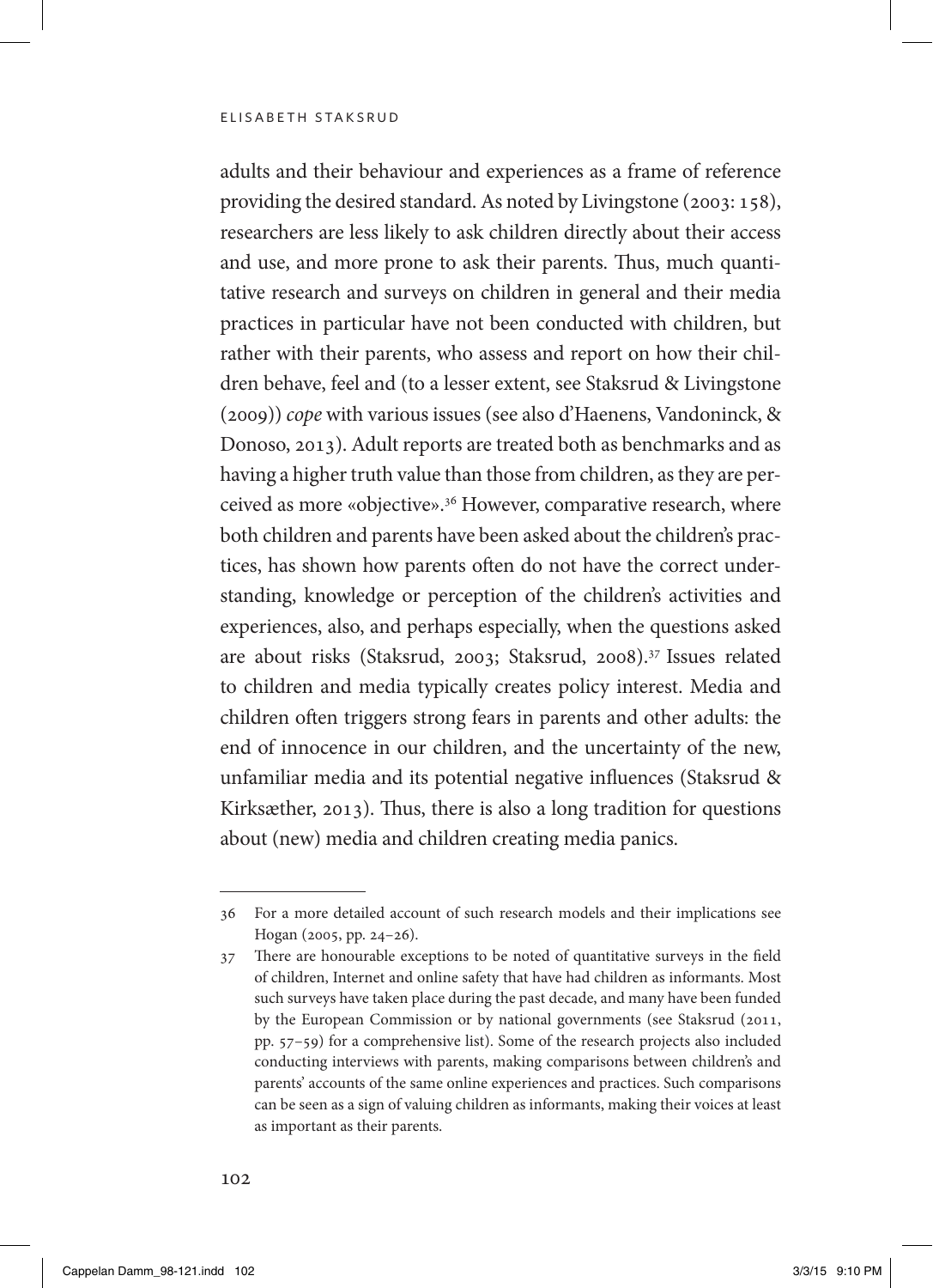adults and their behaviour and experiences as a frame of reference providing the desired standard. As noted by Livingstone (2003: 158), researchers are less likely to ask children directly about their access and use, and more prone to ask their parents. Thus, much quantitative research and surveys on children in general and their media practices in particular have not been conducted with children, but rather with their parents, who assess and report on how their children behave, feel and (to a lesser extent, see Staksrud & Livingstone (2009)) *cope* with various issues (see also d'Haenens, Vandoninck, & Donoso, 2013). Adult reports are treated both as benchmarks and as having a higher truth value than those from children, as they are perceived as more «objective».[36] However, comparative research, where both children and parents have been asked about the children's practices, has shown how parents often do not have the correct understanding, knowledge or perception of the children's activities and experiences, also, and perhaps especially, when the questions asked are about risks (Staksrud, 2003; Staksrud, 2008).[37] Issues related to children and media typically creates policy interest. Media and children often triggers strong fears in parents and other adults: the end of innocence in our children, and the uncertainty of the new, unfamiliar media and its potential negative influences (Staksrud & Kirksæther, 2013). Thus, there is also a long tradition for questions about (new) media and children creating media panics.

---

36 For a more detailed account of such research models and their implications see Hogan (2005, pp. 24–26).

37 There are honourable exceptions to be noted of quantitative surveys in the field of children, Internet and online safety that have had children as informants. Most such surveys have taken place during the past decade, and many have been funded by the European Commission or by national governments (see Staksrud (2011, pp. 57–59) for a comprehensive list). Some of the research projects also included conducting interviews with parents, making comparisons between children's and parents' accounts of the same online experiences and practices. Such comparisons can be seen as a sign of valuing children as informants, making their voices at least as important as their parents.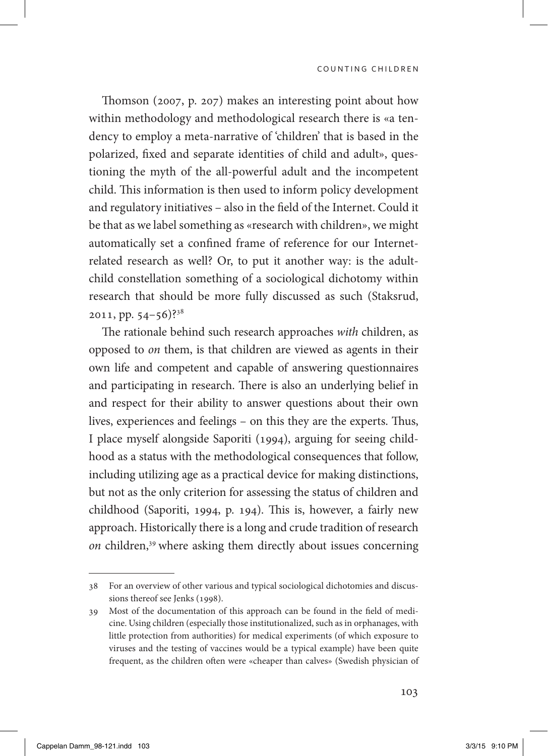Thomson (2007, p. 207) makes an interesting point about how within methodology and methodological research there is «a tendency to employ a meta-narrative of 'children' that is based in the polarized, fixed and separate identities of child and adult», questioning the myth of the all-powerful adult and the incompetent child. This information is then used to inform policy development and regulatory initiatives – also in the field of the Internet. Could it be that as we label something as «research with children», we might automatically set a confined frame of reference for our Internet-related research as well? Or, to put it another way: is the adult-child constellation something of a sociological dichotomy within research that should be more fully discussed as such (Staksrud, 2011, pp. 54–56)?[38]

The rationale behind such research approaches *with* children, as opposed to *on* them, is that children are viewed as agents in their own life and competent and capable of answering questionnaires and participating in research. There is also an underlying belief in and respect for their ability to answer questions about their own lives, experiences and feelings – on this they are the experts. Thus, I place myself alongside Saporiti (1994), arguing for seeing childhood as a status with the methodological consequences that follow, including utilizing age as a practical device for making distinctions, but not as the only criterion for assessing the status of children and childhood (Saporiti, 1994, p. 194). This is, however, a fairly new approach. Historically there is a long and crude tradition of research *on* children,[39] where asking them directly about issues concerning

---

38 For an overview of other various and typical sociological dichotomies and discussions thereof see Jenks (1998).

39 Most of the documentation of this approach can be found in the field of medicine. Using children (especially those institutionalized, such as in orphanages, with little protection from authorities) for medical experiments (of which exposure to viruses and the testing of vaccines would be a typical example) have been quite frequent, as the children often were «cheaper than calves» (Swedish physician of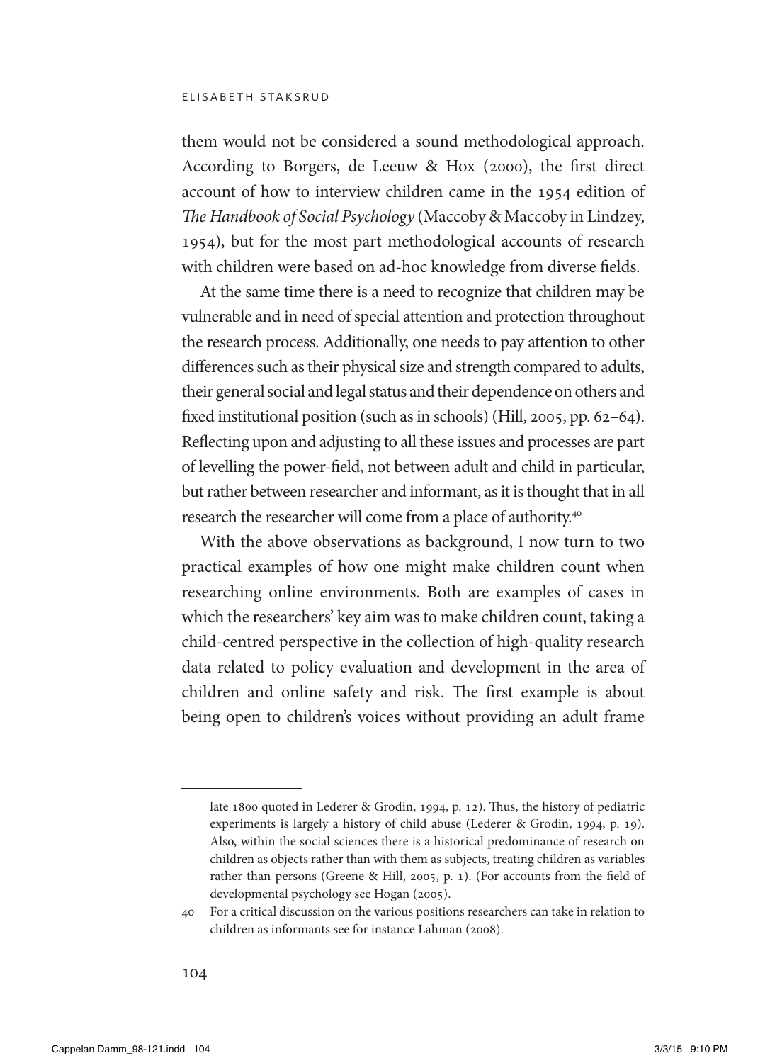them would not be considered a sound methodological approach. According to Borgers, de Leeuw & Hox (2000), the first direct account of how to interview children came in the 1954 edition of *The Handbook of Social Psychology* (Maccoby & Maccoby in Lindzey, 1954), but for the most part methodological accounts of research with children were based on ad-hoc knowledge from diverse fields.

At the same time there is a need to recognize that children may be vulnerable and in need of special attention and protection throughout the research process. Additionally, one needs to pay attention to other differences such as their physical size and strength compared to adults, their general social and legal status and their dependence on others and fixed institutional position (such as in schools) (Hill, 2005, pp. 62–64). Reflecting upon and adjusting to all these issues and processes are part of levelling the power-field, not between adult and child in particular, but rather between researcher and informant, as it is thought that in all research the researcher will come from a place of authority.[40]

With the above observations as background, I now turn to two practical examples of how one might make children count when researching online environments. Both are examples of cases in which the researchers' key aim was to make children count, taking a child-centred perspective in the collection of high-quality research data related to policy evaluation and development in the area of children and online safety and risk. The first example is about being open to children's voices without providing an adult frame

---

late 1800 quoted in Lederer & Grodin, 1994, p. 12). Thus, the history of pediatric experiments is largely a history of child abuse (Lederer & Grodin, 1994, p. 19). Also, within the social sciences there is a historical predominance of research on children as objects rather than with them as subjects, treating children as variables rather than persons (Greene & Hill, 2005, p. 1). (For accounts from the field of developmental psychology see Hogan (2005).

40 For a critical discussion on the various positions researchers can take in relation to children as informants see for instance Lahman (2008).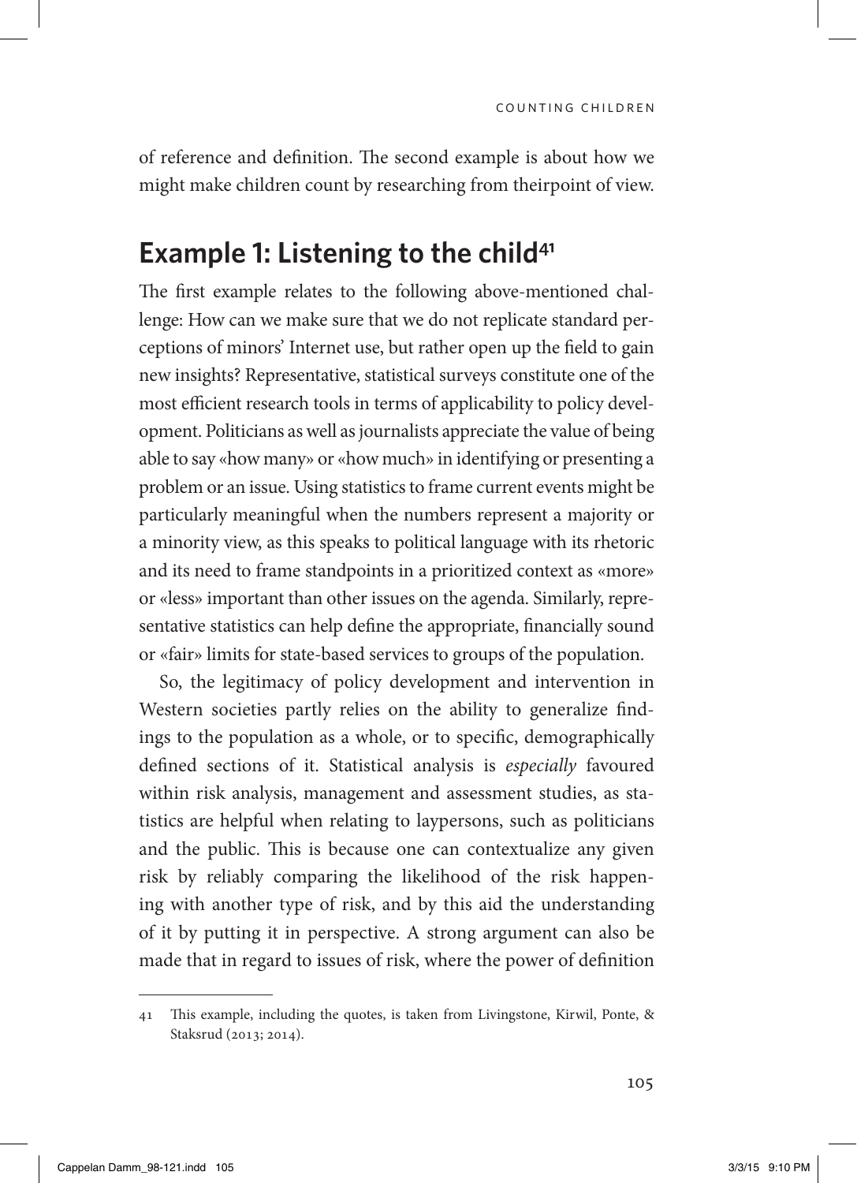of reference and definition. The second example is about how we might make children count by researching from theirpoint of view.

## Example 1: Listening to the child[41]

The first example relates to the following above-mentioned challenge: How can we make sure that we do not replicate standard perceptions of minors' Internet use, but rather open up the field to gain new insights? Representative, statistical surveys constitute one of the most efficient research tools in terms of applicability to policy development. Politicians as well as journalists appreciate the value of being able to say «how many» or «how much» in identifying or presenting a problem or an issue. Using statistics to frame current events might be particularly meaningful when the numbers represent a majority or a minority view, as this speaks to political language with its rhetoric and its need to frame standpoints in a prioritized context as «more» or «less» important than other issues on the agenda. Similarly, representative statistics can help define the appropriate, financially sound or «fair» limits for state-based services to groups of the population.

So, the legitimacy of policy development and intervention in Western societies partly relies on the ability to generalize findings to the population as a whole, or to specific, demographically defined sections of it. Statistical analysis is *especially* favoured within risk analysis, management and assessment studies, as statistics are helpful when relating to laypersons, such as politicians and the public. This is because one can contextualize any given risk by reliably comparing the likelihood of the risk happening with another type of risk, and by this aid the understanding of it by putting it in perspective. A strong argument can also be made that in regard to issues of risk, where the power of definition

---

41 This example, including the quotes, is taken from Livingstone, Kirwil, Ponte, & Staksrud (2013; 2014).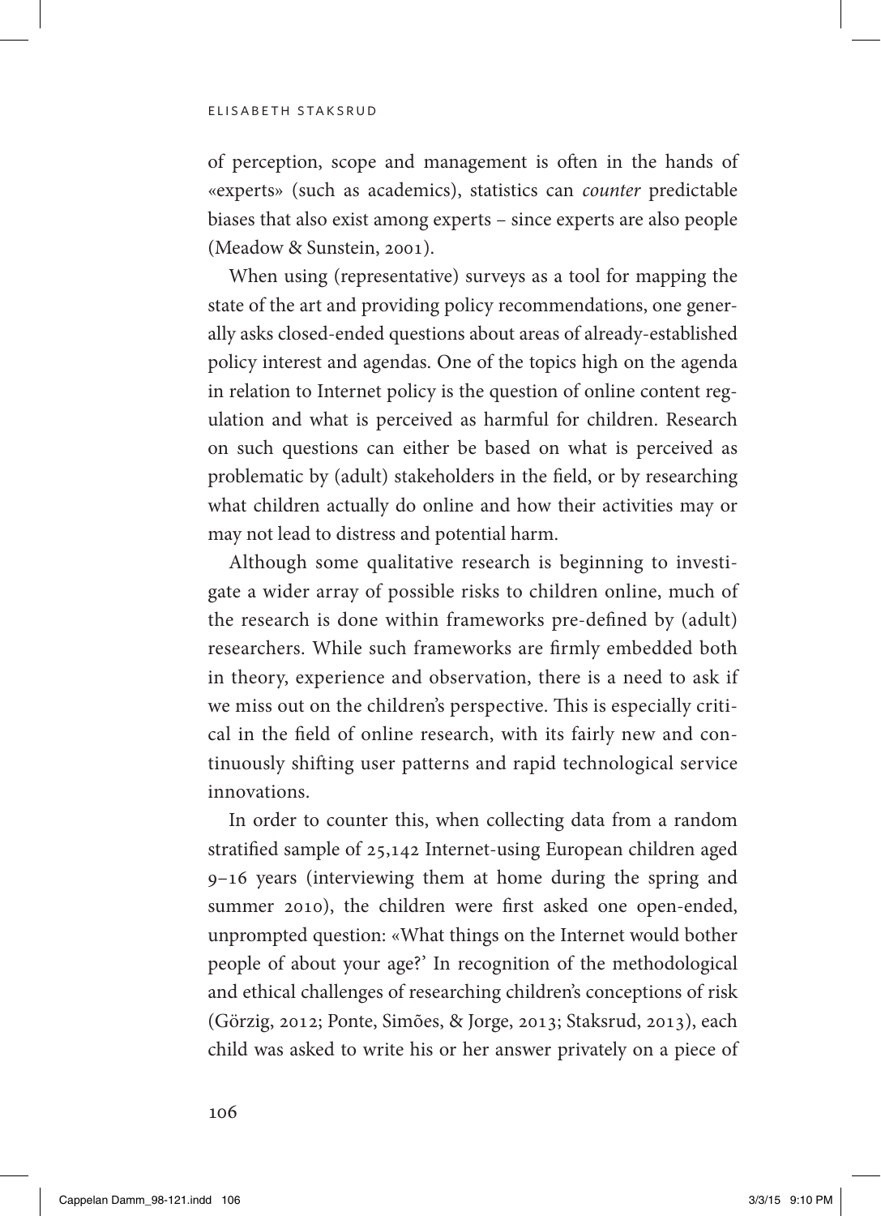of perception, scope and management is often in the hands of «experts» (such as academics), statistics can *counter* predictable biases that also exist among experts – since experts are also people (Meadow & Sunstein, 2001).

When using (representative) surveys as a tool for mapping the state of the art and providing policy recommendations, one generally asks closed-ended questions about areas of already-established policy interest and agendas. One of the topics high on the agenda in relation to Internet policy is the question of online content regulation and what is perceived as harmful for children. Research on such questions can either be based on what is perceived as problematic by (adult) stakeholders in the field, or by researching what children actually do online and how their activities may or may not lead to distress and potential harm.

Although some qualitative research is beginning to investigate a wider array of possible risks to children online, much of the research is done within frameworks pre-defined by (adult) researchers. While such frameworks are firmly embedded both in theory, experience and observation, there is a need to ask if we miss out on the children's perspective. This is especially critical in the field of online research, with its fairly new and continuously shifting user patterns and rapid technological service innovations.

In order to counter this, when collecting data from a random stratified sample of 25,142 Internet-using European children aged 9–16 years (interviewing them at home during the spring and summer 2010), the children were first asked one open-ended, unprompted question: «What things on the Internet would bother people of about your age?' In recognition of the methodological and ethical challenges of researching children's conceptions of risk (Görzig, 2012; Ponte, Simões, & Jorge, 2013; Staksrud, 2013), each child was asked to write his or her answer privately on a piece of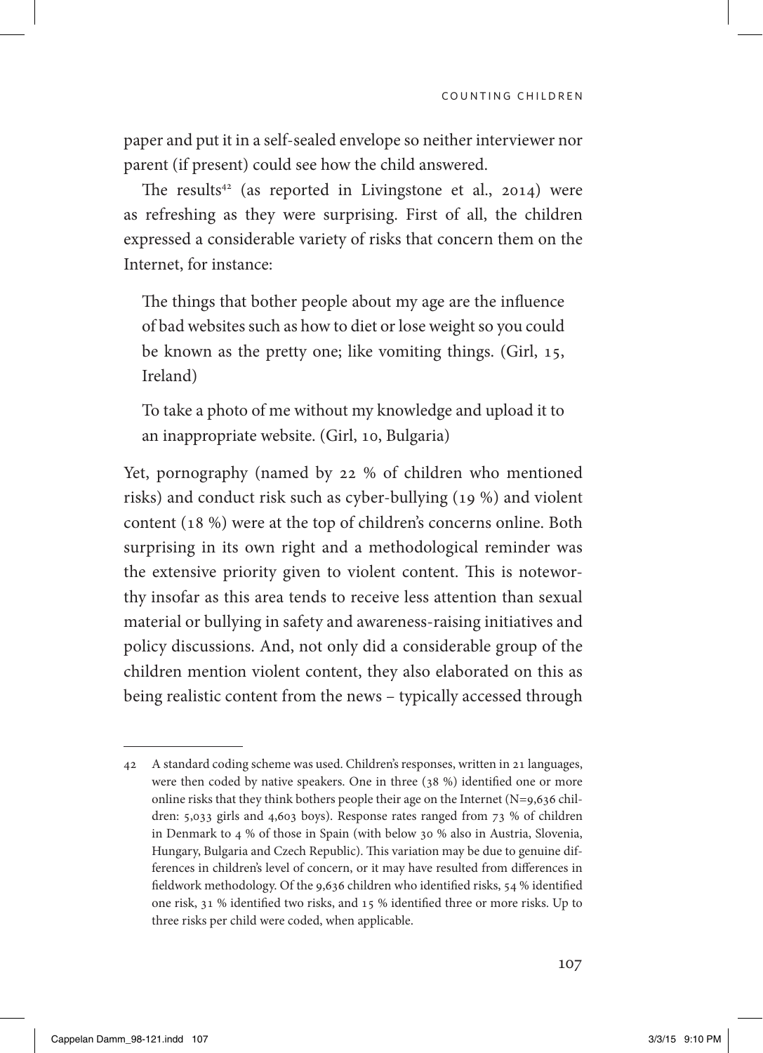paper and put it in a self-sealed envelope so neither interviewer nor parent (if present) could see how the child answered.

The results[42] (as reported in Livingstone et al., 2014) were as refreshing as they were surprising. First of all, the children expressed a considerable variety of risks that concern them on the Internet, for instance:

> The things that bother people about my age are the influence of bad websites such as how to diet or lose weight so you could be known as the pretty one; like vomiting things. (Girl, 15, Ireland)

> To take a photo of me without my knowledge and upload it to an inappropriate website. (Girl, 10, Bulgaria)

Yet, pornography (named by 22 % of children who mentioned risks) and conduct risk such as cyber-bullying (19 %) and violent content (18 %) were at the top of children's concerns online. Both surprising in its own right and a methodological reminder was the extensive priority given to violent content. This is noteworthy insofar as this area tends to receive less attention than sexual material or bullying in safety and awareness-raising initiatives and policy discussions. And, not only did a considerable group of the children mention violent content, they also elaborated on this as being realistic content from the news – typically accessed through

---

42 A standard coding scheme was used. Children's responses, written in 21 languages, were then coded by native speakers. One in three (38 %) identified one or more online risks that they think bothers people their age on the Internet (N=9,636 children: 5,033 girls and 4,603 boys). Response rates ranged from 73 % of children in Denmark to 4 % of those in Spain (with below 30 % also in Austria, Slovenia, Hungary, Bulgaria and Czech Republic). This variation may be due to genuine differences in children's level of concern, or it may have resulted from differences in fieldwork methodology. Of the 9,636 children who identified risks, 54 % identified one risk, 31 % identified two risks, and 15 % identified three or more risks. Up to three risks per child were coded, when applicable.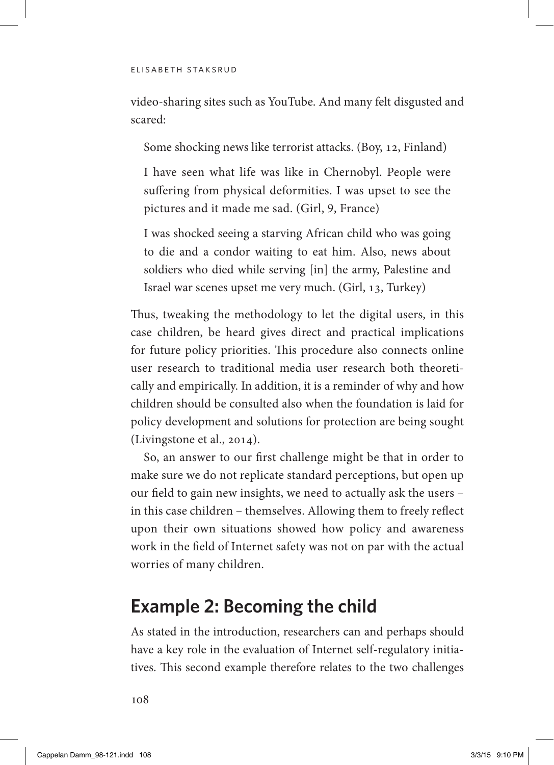video-sharing sites such as YouTube. And many felt disgusted and scared:

> Some shocking news like terrorist attacks. (Boy, 12, Finland)
>
> I have seen what life was like in Chernobyl. People were suffering from physical deformities. I was upset to see the pictures and it made me sad. (Girl, 9, France)
>
> I was shocked seeing a starving African child who was going to die and a condor waiting to eat him. Also, news about soldiers who died while serving [in] the army, Palestine and Israel war scenes upset me very much. (Girl, 13, Turkey)

Thus, tweaking the methodology to let the digital users, in this case children, be heard gives direct and practical implications for future policy priorities. This procedure also connects online user research to traditional media user research both theoretically and empirically. In addition, it is a reminder of why and how children should be consulted also when the foundation is laid for policy development and solutions for protection are being sought (Livingstone et al., 2014).

So, an answer to our first challenge might be that in order to make sure we do not replicate standard perceptions, but open up our field to gain new insights, we need to actually ask the users – in this case children – themselves. Allowing them to freely reflect upon their own situations showed how policy and awareness work in the field of Internet safety was not on par with the actual worries of many children.

## Example 2: Becoming the child

As stated in the introduction, researchers can and perhaps should have a key role in the evaluation of Internet self-regulatory initiatives. This second example therefore relates to the two challenges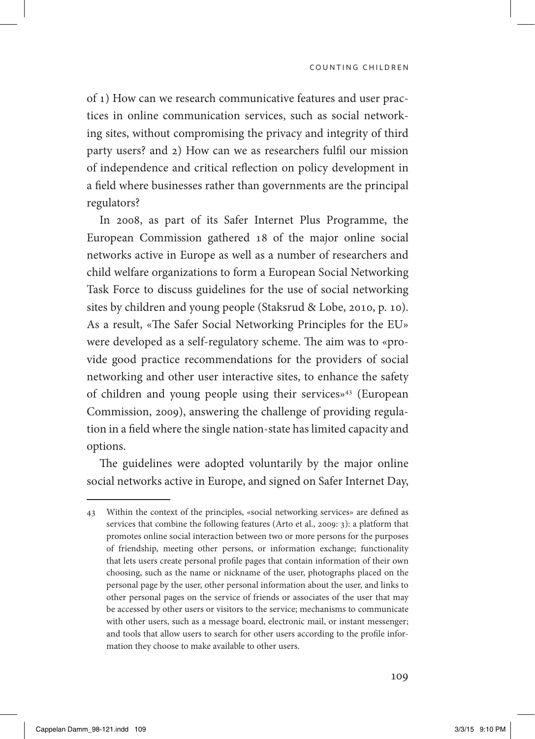of 1) How can we research communicative features and user practices in online communication services, such as social networking sites, without compromising the privacy and integrity of third party users? and 2) How can we as researchers fulfil our mission of independence and critical reflection on policy development in a field where businesses rather than governments are the principal regulators?

In 2008, as part of its Safer Internet Plus Programme, the European Commission gathered 18 of the major online social networks active in Europe as well as a number of researchers and child welfare organizations to form a European Social Networking Task Force to discuss guidelines for the use of social networking sites by children and young people (Staksrud & Lobe, 2010, p. 10). As a result, «The Safer Social Networking Principles for the EU» were developed as a self-regulatory scheme. The aim was to «provide good practice recommendations for the providers of social networking and other user interactive sites, to enhance the safety of children and young people using their services»[43] (European Commission, 2009), answering the challenge of providing regulation in a field where the single nation-state has limited capacity and options.

The guidelines were adopted voluntarily by the major online social networks active in Europe, and signed on Safer Internet Day,

---

43 Within the context of the principles, «social networking services» are defined as services that combine the following features (Arto et al., 2009: 3): a platform that promotes online social interaction between two or more persons for the purposes of friendship, meeting other persons, or information exchange; functionality that lets users create personal profile pages that contain information of their own choosing, such as the name or nickname of the user, photographs placed on the personal page by the user, other personal information about the user, and links to other personal pages on the service of friends or associates of the user that may be accessed by other users or visitors to the service; mechanisms to communicate with other users, such as a message board, electronic mail, or instant messenger; and tools that allow users to search for other users according to the profile information they choose to make available to other users.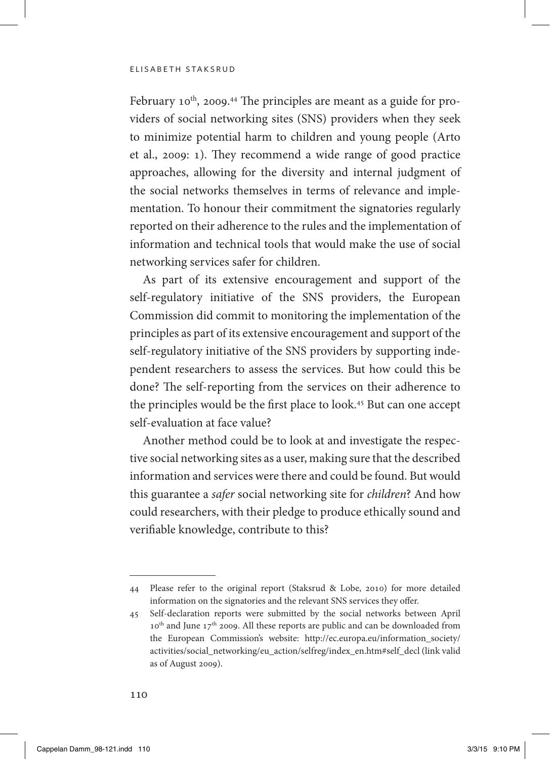February 10th, 2009.[44] The principles are meant as a guide for providers of social networking sites (SNS) providers when they seek to minimize potential harm to children and young people (Arto et al., 2009: 1). They recommend a wide range of good practice approaches, allowing for the diversity and internal judgment of the social networks themselves in terms of relevance and implementation. To honour their commitment the signatories regularly reported on their adherence to the rules and the implementation of information and technical tools that would make the use of social networking services safer for children.

As part of its extensive encouragement and support of the self-regulatory initiative of the SNS providers, the European Commission did commit to monitoring the implementation of the principles as part of its extensive encouragement and support of the self-regulatory initiative of the SNS providers by supporting independent researchers to assess the services. But how could this be done? The self-reporting from the services on their adherence to the principles would be the first place to look.[45] But can one accept self-evaluation at face value?

Another method could be to look at and investigate the respective social networking sites as a user, making sure that the described information and services were there and could be found. But would this guarantee a *safer* social networking site for *children*? And how could researchers, with their pledge to produce ethically sound and verifiable knowledge, contribute to this?

---

44 Please refer to the original report (Staksrud & Lobe, 2010) for more detailed information on the signatories and the relevant SNS services they offer.

45 Self-declaration reports were submitted by the social networks between April 10th and June 17th 2009. All these reports are public and can be downloaded from the European Commission's website: http://ec.europa.eu/information_society/activities/social_networking/eu_action/selfreg/index_en.htm#self_decl (link valid as of August 2009).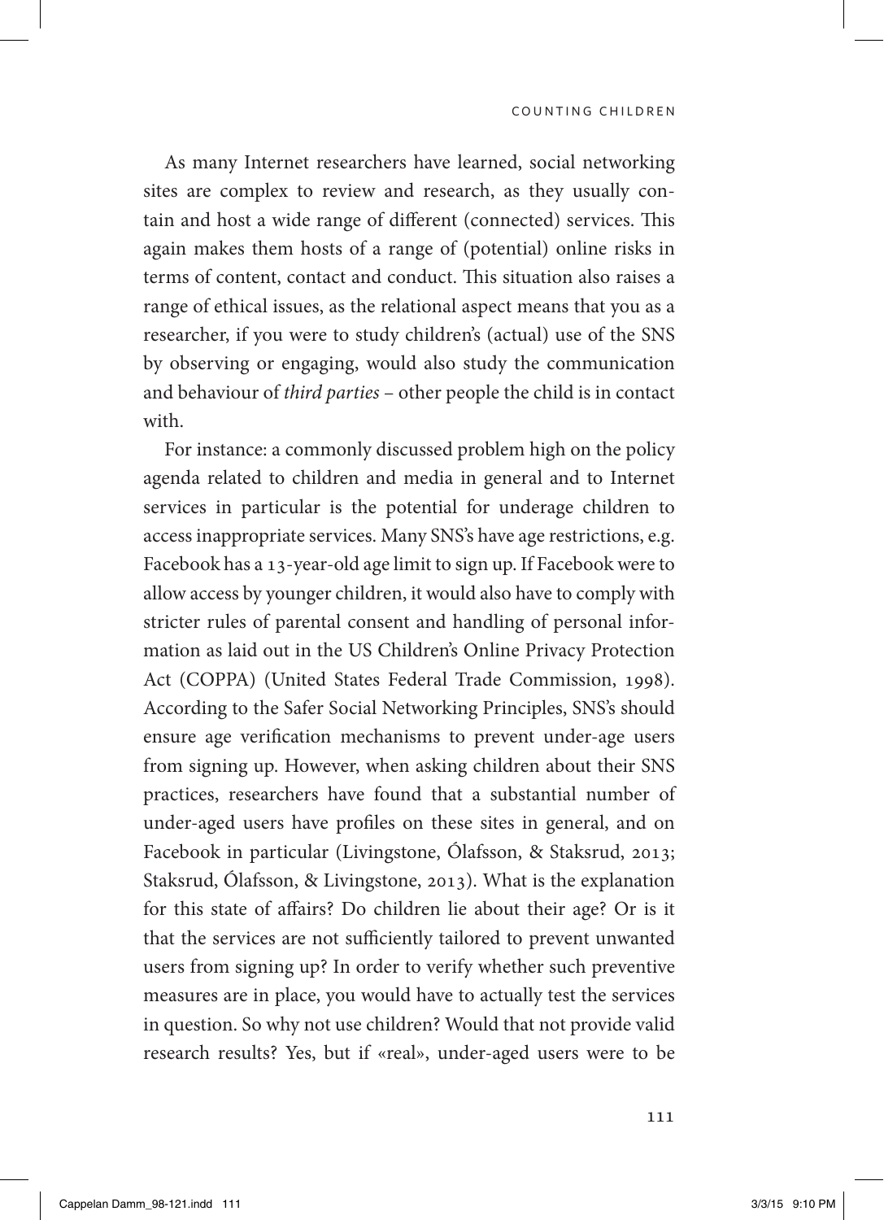As many Internet researchers have learned, social networking sites are complex to review and research, as they usually contain and host a wide range of different (connected) services. This again makes them hosts of a range of (potential) online risks in terms of content, contact and conduct. This situation also raises a range of ethical issues, as the relational aspect means that you as a researcher, if you were to study children's (actual) use of the SNS by observing or engaging, would also study the communication and behaviour of *third parties* – other people the child is in contact with.

For instance: a commonly discussed problem high on the policy agenda related to children and media in general and to Internet services in particular is the potential for underage children to access inappropriate services. Many SNS's have age restrictions, e.g. Facebook has a 13-year-old age limit to sign up. If Facebook were to allow access by younger children, it would also have to comply with stricter rules of parental consent and handling of personal information as laid out in the US Children's Online Privacy Protection Act (COPPA) (United States Federal Trade Commission, 1998). According to the Safer Social Networking Principles, SNS's should ensure age verification mechanisms to prevent under-age users from signing up. However, when asking children about their SNS practices, researchers have found that a substantial number of under-aged users have profiles on these sites in general, and on Facebook in particular (Livingstone, Ólafsson, & Staksrud, 2013; Staksrud, Ólafsson, & Livingstone, 2013). What is the explanation for this state of affairs? Do children lie about their age? Or is it that the services are not sufficiently tailored to prevent unwanted users from signing up? In order to verify whether such preventive measures are in place, you would have to actually test the services in question. So why not use children? Would that not provide valid research results? Yes, but if «real», under-aged users were to be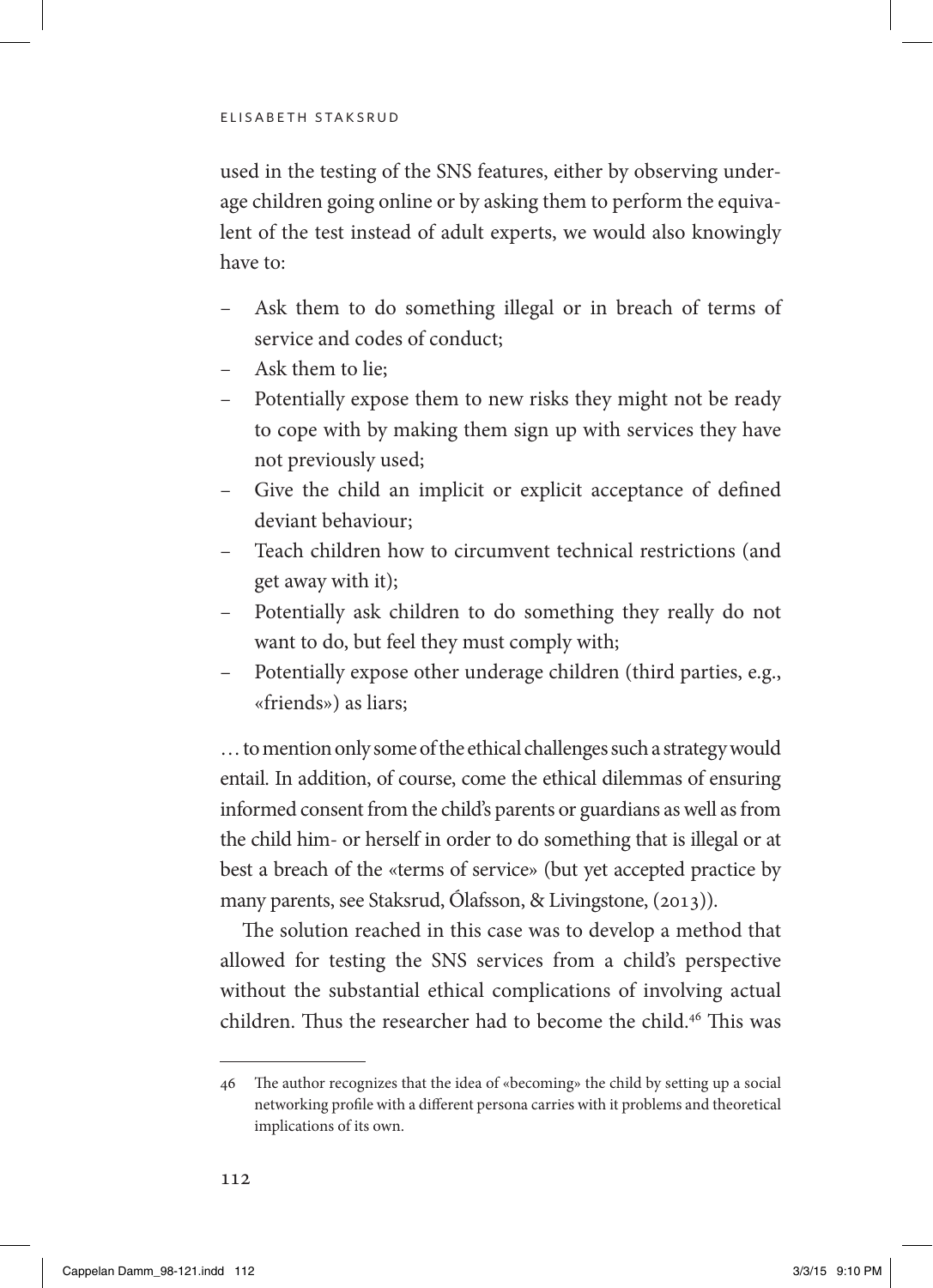used in the testing of the SNS features, either by observing underage children going online or by asking them to perform the equivalent of the test instead of adult experts, we would also knowingly have to:

- Ask them to do something illegal or in breach of terms of service and codes of conduct;
- Ask them to lie;
- Potentially expose them to new risks they might not be ready to cope with by making them sign up with services they have not previously used;
- Give the child an implicit or explicit acceptance of defined deviant behaviour;
- Teach children how to circumvent technical restrictions (and get away with it);
- Potentially ask children to do something they really do not want to do, but feel they must comply with;
- Potentially expose other underage children (third parties, e.g., «friends») as liars;

… to mention only some of the ethical challenges such a strategy would entail. In addition, of course, come the ethical dilemmas of ensuring informed consent from the child's parents or guardians as well as from the child him- or herself in order to do something that is illegal or at best a breach of the «terms of service» (but yet accepted practice by many parents, see Staksrud, Ólafsson, & Livingstone, (2013)).

The solution reached in this case was to develop a method that allowed for testing the SNS services from a child's perspective without the substantial ethical complications of involving actual children. Thus the researcher had to become the child.[46] This was

46 The author recognizes that the idea of «becoming» the child by setting up a social networking profile with a different persona carries with it problems and theoretical implications of its own.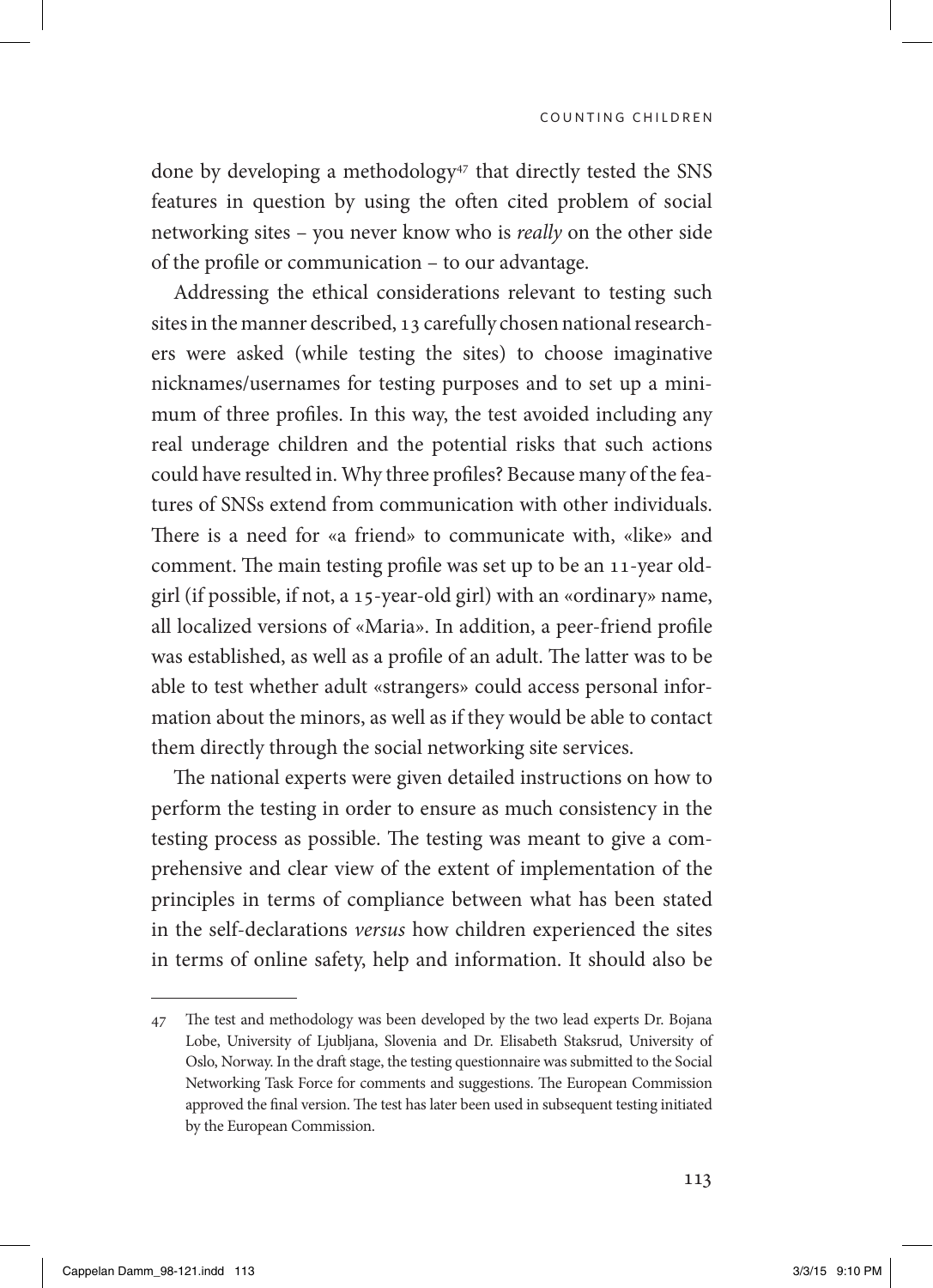done by developing a methodology[47] that directly tested the SNS features in question by using the often cited problem of social networking sites – you never know who is *really* on the other side of the profile or communication – to our advantage.

Addressing the ethical considerations relevant to testing such sites in the manner described, 13 carefully chosen national researchers were asked (while testing the sites) to choose imaginative nicknames/usernames for testing purposes and to set up a minimum of three profiles. In this way, the test avoided including any real underage children and the potential risks that such actions could have resulted in. Why three profiles? Because many of the features of SNSs extend from communication with other individuals. There is a need for «a friend» to communicate with, «like» and comment. The main testing profile was set up to be an 11-year old-girl (if possible, if not, a 15-year-old girl) with an «ordinary» name, all localized versions of «Maria». In addition, a peer-friend profile was established, as well as a profile of an adult. The latter was to be able to test whether adult «strangers» could access personal information about the minors, as well as if they would be able to contact them directly through the social networking site services.

The national experts were given detailed instructions on how to perform the testing in order to ensure as much consistency in the testing process as possible. The testing was meant to give a comprehensive and clear view of the extent of implementation of the principles in terms of compliance between what has been stated in the self-declarations *versus* how children experienced the sites in terms of online safety, help and information. It should also be

47 The test and methodology was been developed by the two lead experts Dr. Bojana Lobe, University of Ljubljana, Slovenia and Dr. Elisabeth Staksrud, University of Oslo, Norway. In the draft stage, the testing questionnaire was submitted to the Social Networking Task Force for comments and suggestions. The European Commission approved the final version. The test has later been used in subsequent testing initiated by the European Commission.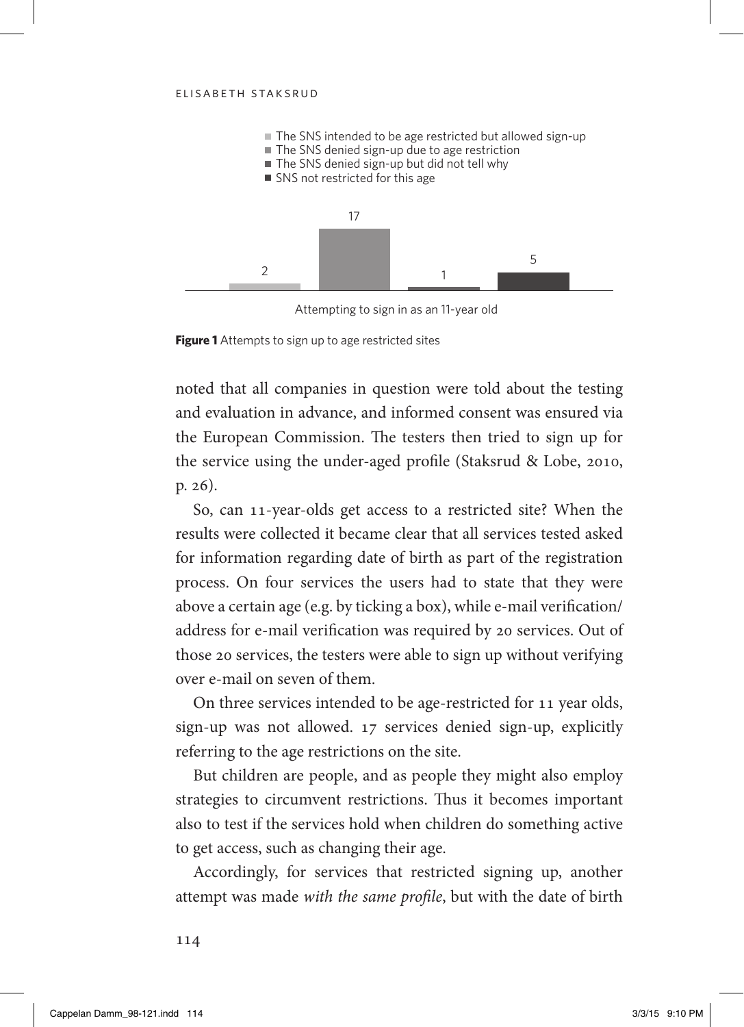- The SNS intended to be age restricted but allowed sign-up
- The SNS denied sign-up due to age restriction
- The SNS denied sign-up but did not tell why
- SNS not restricted for this age

| | The SNS intended to be age restricted but allowed sign-up | The SNS denied sign-up due to age restriction | The SNS denied sign-up but did not tell why | SNS not restricted for this age |
|---|---|---|---|---|
| Attempting to sign in as an 11-year old | 2 | 17 | 1 | 5 |

**Figure 1** Attempts to sign up to age restricted sites

noted that all companies in question were told about the testing and evaluation in advance, and informed consent was ensured via the European Commission. The testers then tried to sign up for the service using the under-aged profile (Staksrud & Lobe, 2010, p. 26).

So, can 11-year-olds get access to a restricted site? When the results were collected it became clear that all services tested asked for information regarding date of birth as part of the registration process. On four services the users had to state that they were above a certain age (e.g. by ticking a box), while e-mail verification/address for e-mail verification was required by 20 services. Out of those 20 services, the testers were able to sign up without verifying over e-mail on seven of them.

On three services intended to be age-restricted for 11 year olds, sign-up was not allowed. 17 services denied sign-up, explicitly referring to the age restrictions on the site.

But children are people, and as people they might also employ strategies to circumvent restrictions. Thus it becomes important also to test if the services hold when children do something active to get access, such as changing their age.

Accordingly, for services that restricted signing up, another attempt was made *with the same profile*, but with the date of birth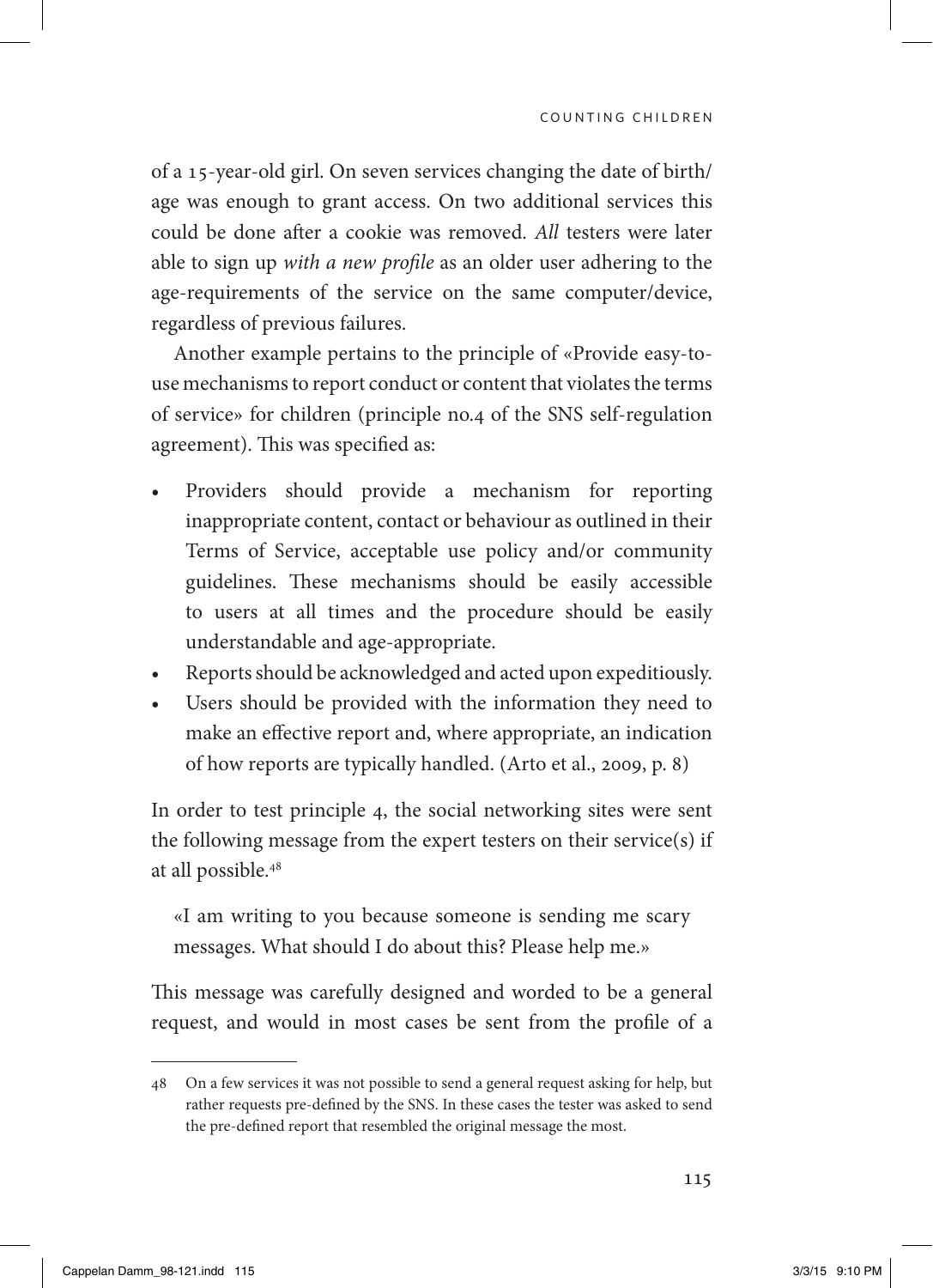of a 15-year-old girl. On seven services changing the date of birth/age was enough to grant access. On two additional services this could be done after a cookie was removed. *All* testers were later able to sign up *with a new profile* as an older user adhering to the age-requirements of the service on the same computer/device, regardless of previous failures.

Another example pertains to the principle of «Provide easy-to-use mechanisms to report conduct or content that violates the terms of service» for children (principle no.4 of the SNS self-regulation agreement). This was specified as:

- Providers should provide a mechanism for reporting inappropriate content, contact or behaviour as outlined in their Terms of Service, acceptable use policy and/or community guidelines. These mechanisms should be easily accessible to users at all times and the procedure should be easily understandable and age-appropriate.
- Reports should be acknowledged and acted upon expeditiously.
- Users should be provided with the information they need to make an effective report and, where appropriate, an indication of how reports are typically handled. (Arto et al., 2009, p. 8)

In order to test principle 4, the social networking sites were sent the following message from the expert testers on their service(s) if at all possible.[48]

> «I am writing to you because someone is sending me scary messages. What should I do about this? Please help me.»

This message was carefully designed and worded to be a general request, and would in most cases be sent from the profile of a

---

48 On a few services it was not possible to send a general request asking for help, but rather requests pre-defined by the SNS. In these cases the tester was asked to send the pre-defined report that resembled the original message the most.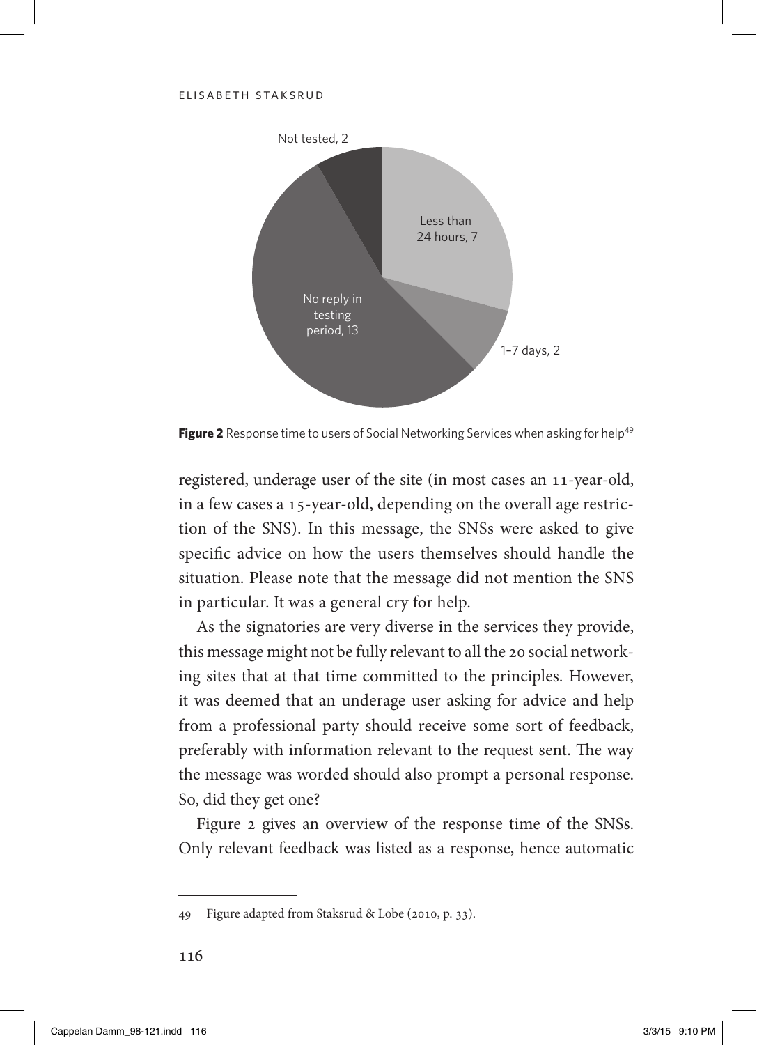Not tested, 2

Less than 24 hours, 7

1–7 days, 2

No reply in testing period, 13

**Figure 2** Response time to users of Social Networking Services when asking for help[49]

registered, underage user of the site (in most cases an 11-year-old, in a few cases a 15-year-old, depending on the overall age restriction of the SNS). In this message, the SNSs were asked to give specific advice on how the users themselves should handle the situation. Please note that the message did not mention the SNS in particular. It was a general cry for help.

As the signatories are very diverse in the services they provide, this message might not be fully relevant to all the 20 social networking sites that at that time committed to the principles. However, it was deemed that an underage user asking for advice and help from a professional party should receive some sort of feedback, preferably with information relevant to the request sent. The way the message was worded should also prompt a personal response. So, did they get one?

Figure 2 gives an overview of the response time of the SNSs. Only relevant feedback was listed as a response, hence automatic

---

49 Figure adapted from Staksrud & Lobe (2010, p. 33).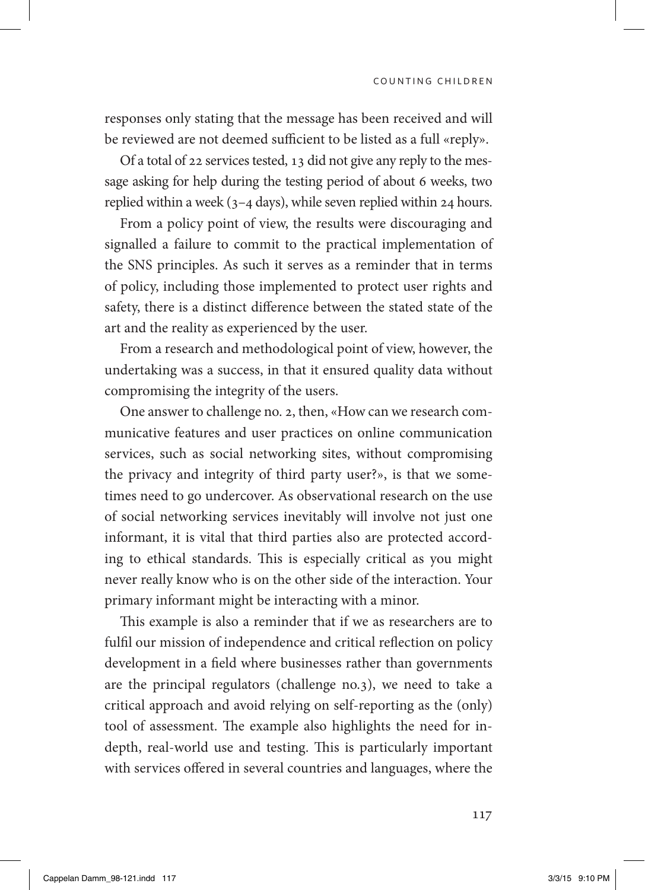responses only stating that the message has been received and will be reviewed are not deemed sufficient to be listed as a full «reply».

Of a total of 22 services tested, 13 did not give any reply to the message asking for help during the testing period of about 6 weeks, two replied within a week (3–4 days), while seven replied within 24 hours.

From a policy point of view, the results were discouraging and signalled a failure to commit to the practical implementation of the SNS principles. As such it serves as a reminder that in terms of policy, including those implemented to protect user rights and safety, there is a distinct difference between the stated state of the art and the reality as experienced by the user.

From a research and methodological point of view, however, the undertaking was a success, in that it ensured quality data without compromising the integrity of the users.

One answer to challenge no. 2, then, «How can we research communicative features and user practices on online communication services, such as social networking sites, without compromising the privacy and integrity of third party user?», is that we sometimes need to go undercover. As observational research on the use of social networking services inevitably will involve not just one informant, it is vital that third parties also are protected according to ethical standards. This is especially critical as you might never really know who is on the other side of the interaction. Your primary informant might be interacting with a minor.

This example is also a reminder that if we as researchers are to fulfil our mission of independence and critical reflection on policy development in a field where businesses rather than governments are the principal regulators (challenge no.3), we need to take a critical approach and avoid relying on self-reporting as the (only) tool of assessment. The example also highlights the need for in-depth, real-world use and testing. This is particularly important with services offered in several countries and languages, where the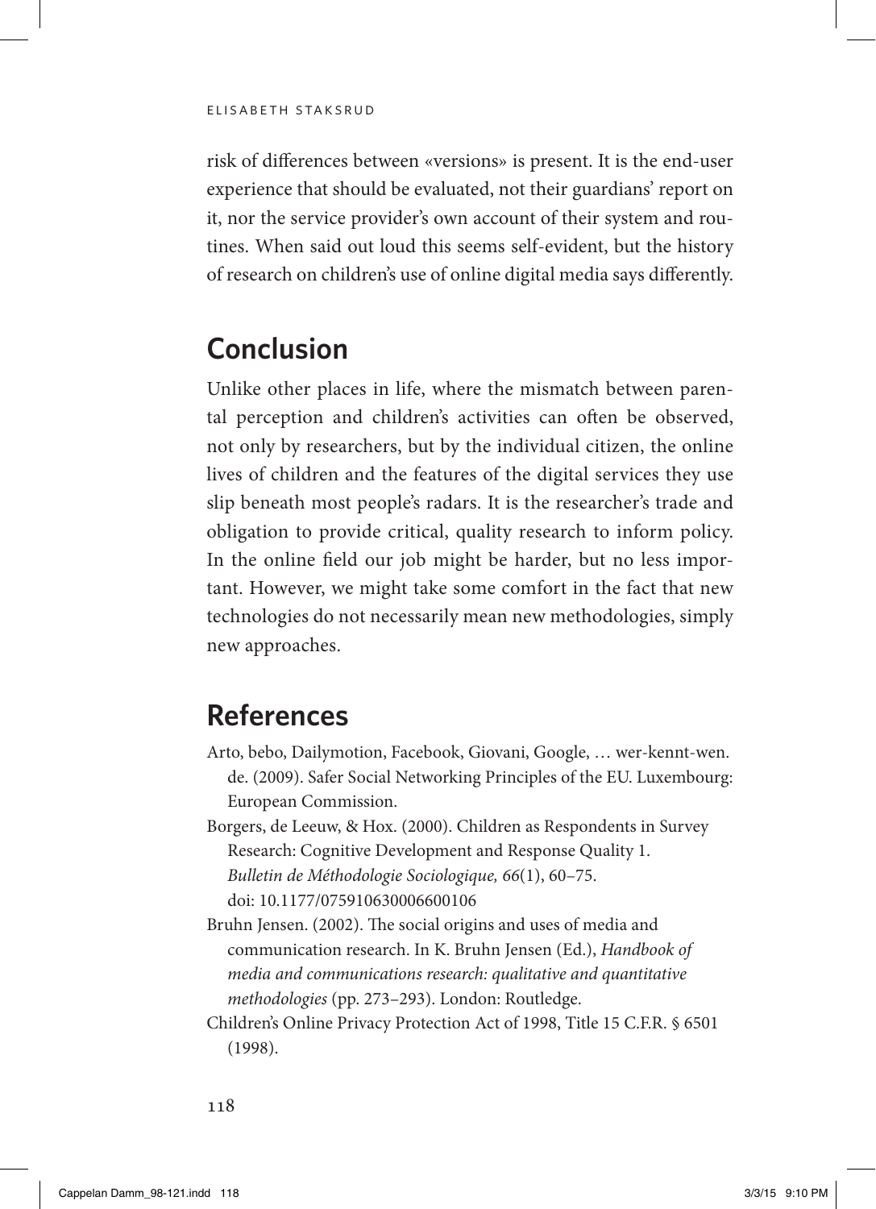risk of differences between «versions» is present. It is the end-user experience that should be evaluated, not their guardians' report on it, nor the service provider's own account of their system and routines. When said out loud this seems self-evident, but the history of research on children's use of online digital media says differently.

## Conclusion

Unlike other places in life, where the mismatch between parental perception and children's activities can often be observed, not only by researchers, but by the individual citizen, the online lives of children and the features of the digital services they use slip beneath most people's radars. It is the researcher's trade and obligation to provide critical, quality research to inform policy. In the online field our job might be harder, but no less important. However, we might take some comfort in the fact that new technologies do not necessarily mean new methodologies, simply new approaches.

## References

Arto, bebo, Dailymotion, Facebook, Giovani, Google, … wer-kennt-wen.de. (2009). Safer Social Networking Principles of the EU. Luxembourg: European Commission.

Borgers, de Leeuw, & Hox. (2000). Children as Respondents in Survey Research: Cognitive Development and Response Quality 1. *Bulletin de Méthodologie Sociologique, 66*(1), 60–75. doi: 10.1177/075910630006600106

Bruhn Jensen. (2002). The social origins and uses of media and communication research. In K. Bruhn Jensen (Ed.), *Handbook of media and communications research: qualitative and quantitative methodologies* (pp. 273–293). London: Routledge.

Children's Online Privacy Protection Act of 1998, Title 15 C.F.R. § 6501 (1998).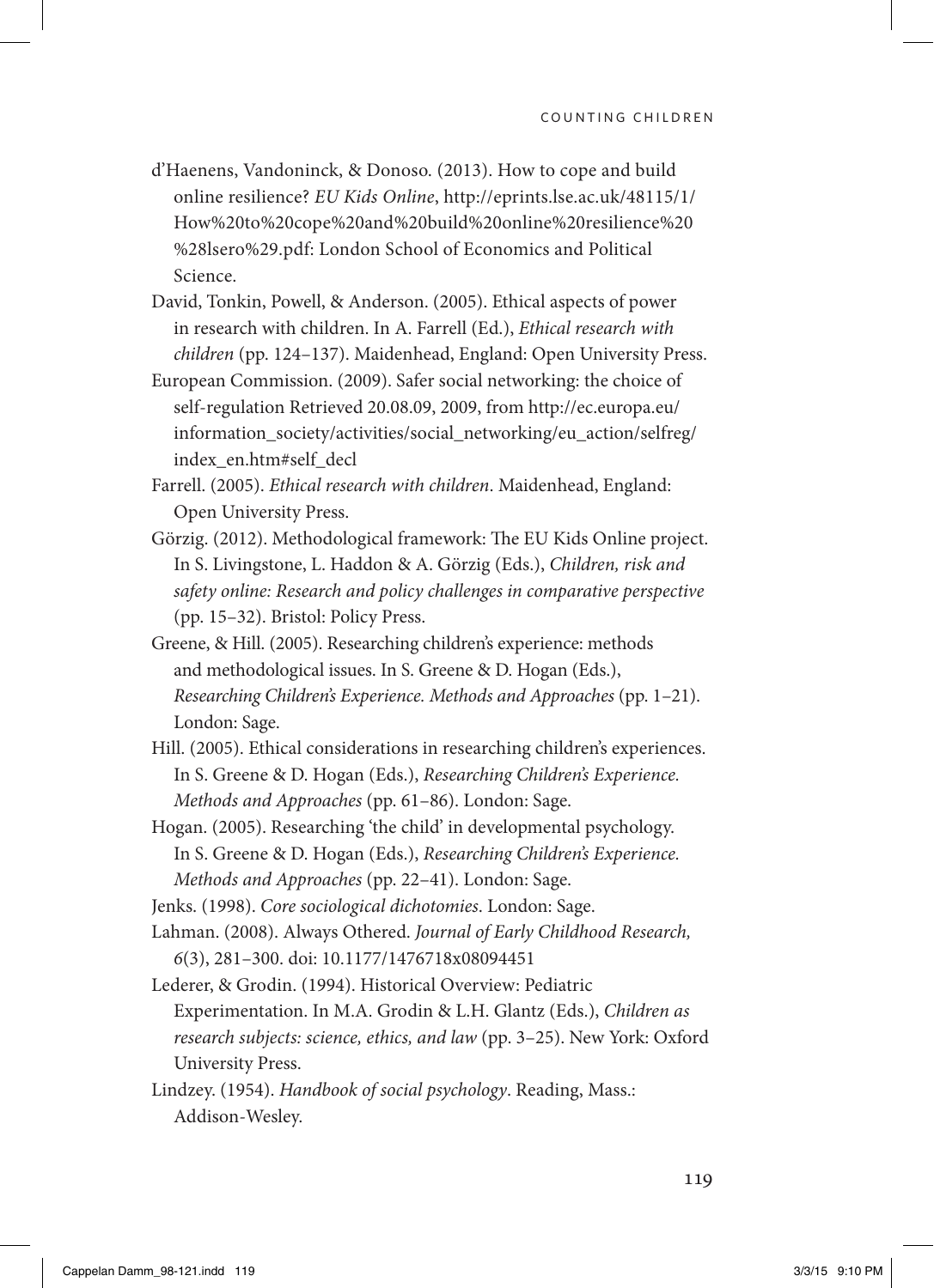d'Haenens, Vandoninck, & Donoso. (2013). How to cope and build online resilience? *EU Kids Online*, http://eprints.lse.ac.uk/48115/1/How%20to%20cope%20and%20build%20online%20resilience%20%28lsero%29.pdf: London School of Economics and Political Science.

David, Tonkin, Powell, & Anderson. (2005). Ethical aspects of power in research with children. In A. Farrell (Ed.), *Ethical research with children* (pp. 124–137). Maidenhead, England: Open University Press.

European Commission. (2009). Safer social networking: the choice of self-regulation Retrieved 20.08.09, 2009, from http://ec.europa.eu/information_society/activities/social_networking/eu_action/selfreg/index_en.htm#self_decl

Farrell. (2005). *Ethical research with children*. Maidenhead, England: Open University Press.

Görzig. (2012). Methodological framework: The EU Kids Online project. In S. Livingstone, L. Haddon & A. Görzig (Eds.), *Children, risk and safety online: Research and policy challenges in comparative perspective* (pp. 15–32). Bristol: Policy Press.

Greene, & Hill. (2005). Researching children's experience: methods and methodological issues. In S. Greene & D. Hogan (Eds.), *Researching Children's Experience. Methods and Approaches* (pp. 1–21). London: Sage.

Hill. (2005). Ethical considerations in researching children's experiences. In S. Greene & D. Hogan (Eds.), *Researching Children's Experience. Methods and Approaches* (pp. 61–86). London: Sage.

Hogan. (2005). Researching 'the child' in developmental psychology. In S. Greene & D. Hogan (Eds.), *Researching Children's Experience. Methods and Approaches* (pp. 22–41). London: Sage.

Jenks. (1998). *Core sociological dichotomies*. London: Sage.

Lahman. (2008). Always Othered. *Journal of Early Childhood Research, 6*(3), 281–300. doi: 10.1177/1476718x08094451

Lederer, & Grodin. (1994). Historical Overview: Pediatric Experimentation. In M.A. Grodin & L.H. Glantz (Eds.), *Children as research subjects: science, ethics, and law* (pp. 3–25). New York: Oxford University Press.

Lindzey. (1954). *Handbook of social psychology*. Reading, Mass.: Addison-Wesley.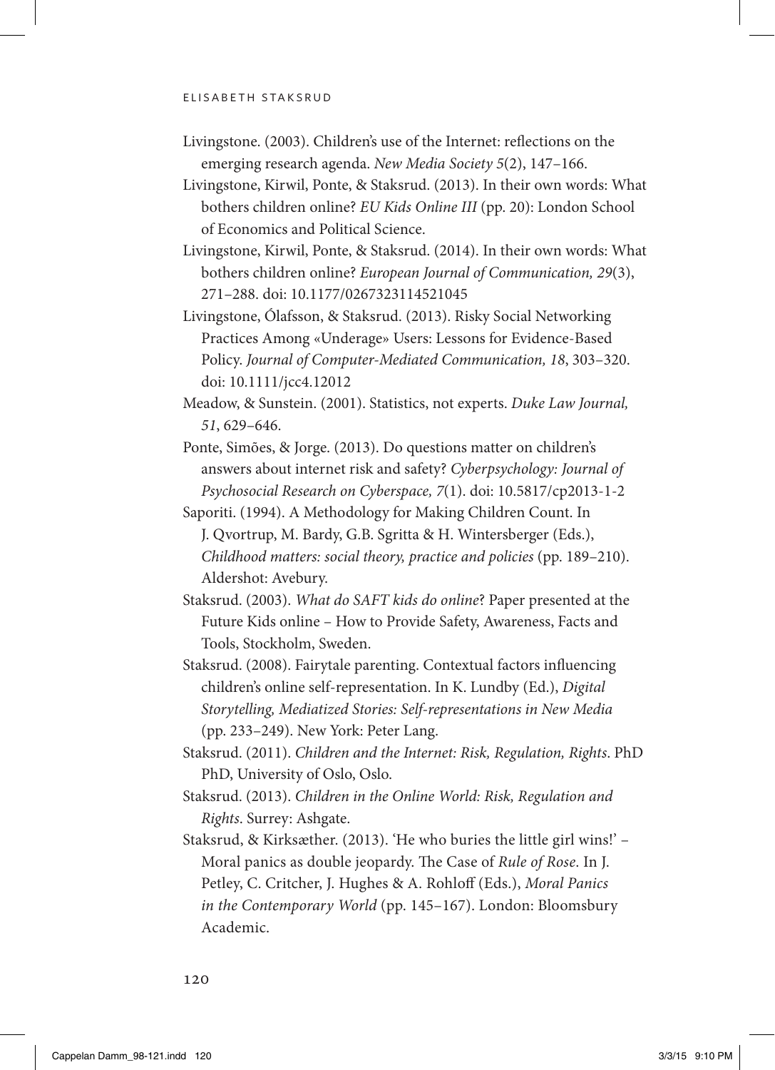Livingstone. (2003). Children's use of the Internet: reflections on the emerging research agenda. *New Media Society 5*(2), 147–166.

Livingstone, Kirwil, Ponte, & Staksrud. (2013). In their own words: What bothers children online? *EU Kids Online III* (pp. 20): London School of Economics and Political Science.

Livingstone, Kirwil, Ponte, & Staksrud. (2014). In their own words: What bothers children online? *European Journal of Communication, 29*(3), 271–288. doi: 10.1177/0267323114521045

Livingstone, Ólafsson, & Staksrud. (2013). Risky Social Networking Practices Among «Underage» Users: Lessons for Evidence-Based Policy. *Journal of Computer-Mediated Communication, 18*, 303–320. doi: 10.1111/jcc4.12012

Meadow, & Sunstein. (2001). Statistics, not experts. *Duke Law Journal, 51*, 629–646.

Ponte, Simões, & Jorge. (2013). Do questions matter on children's answers about internet risk and safety? *Cyberpsychology: Journal of Psychosocial Research on Cyberspace, 7*(1). doi: 10.5817/cp2013-1-2

Saporiti. (1994). A Methodology for Making Children Count. In J. Qvortrup, M. Bardy, G.B. Sgritta & H. Wintersberger (Eds.), *Childhood matters: social theory, practice and policies* (pp. 189–210). Aldershot: Avebury.

Staksrud. (2003). *What do SAFT kids do online*? Paper presented at the Future Kids online – How to Provide Safety, Awareness, Facts and Tools, Stockholm, Sweden.

Staksrud. (2008). Fairytale parenting. Contextual factors influencing children's online self-representation. In K. Lundby (Ed.), *Digital Storytelling, Mediatized Stories: Self-representations in New Media* (pp. 233–249). New York: Peter Lang.

Staksrud. (2011). *Children and the Internet: Risk, Regulation, Rights*. PhD PhD, University of Oslo, Oslo.

Staksrud. (2013). *Children in the Online World: Risk, Regulation and Rights*. Surrey: Ashgate.

Staksrud, & Kirksæther. (2013). 'He who buries the little girl wins!' – Moral panics as double jeopardy. The Case of *Rule of Rose*. In J. Petley, C. Critcher, J. Hughes & A. Rohloff (Eds.), *Moral Panics in the Contemporary World* (pp. 145–167). London: Bloomsbury Academic.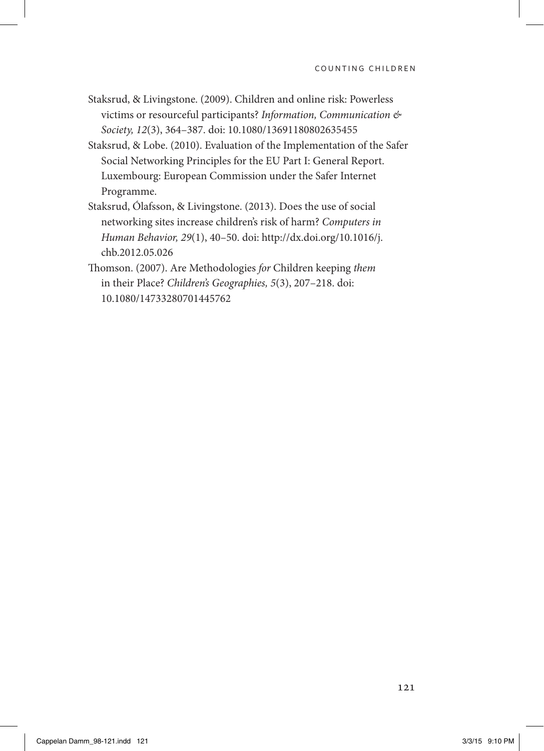Staksrud, & Livingstone. (2009). Children and online risk: Powerless victims or resourceful participants? *Information, Communication & Society, 12*(3), 364–387. doi: 10.1080/13691180802635455

Staksrud, & Lobe. (2010). Evaluation of the Implementation of the Safer Social Networking Principles for the EU Part I: General Report. Luxembourg: European Commission under the Safer Internet Programme.

Staksrud, Ólafsson, & Livingstone. (2013). Does the use of social networking sites increase children's risk of harm? *Computers in Human Behavior, 29*(1), 40–50. doi: http://dx.doi.org/10.1016/j.chb.2012.05.026

Thomson. (2007). Are Methodologies *for* Children keeping *them* in their Place? *Children's Geographies, 5*(3), 207–218. doi: 10.1080/14733280701445762